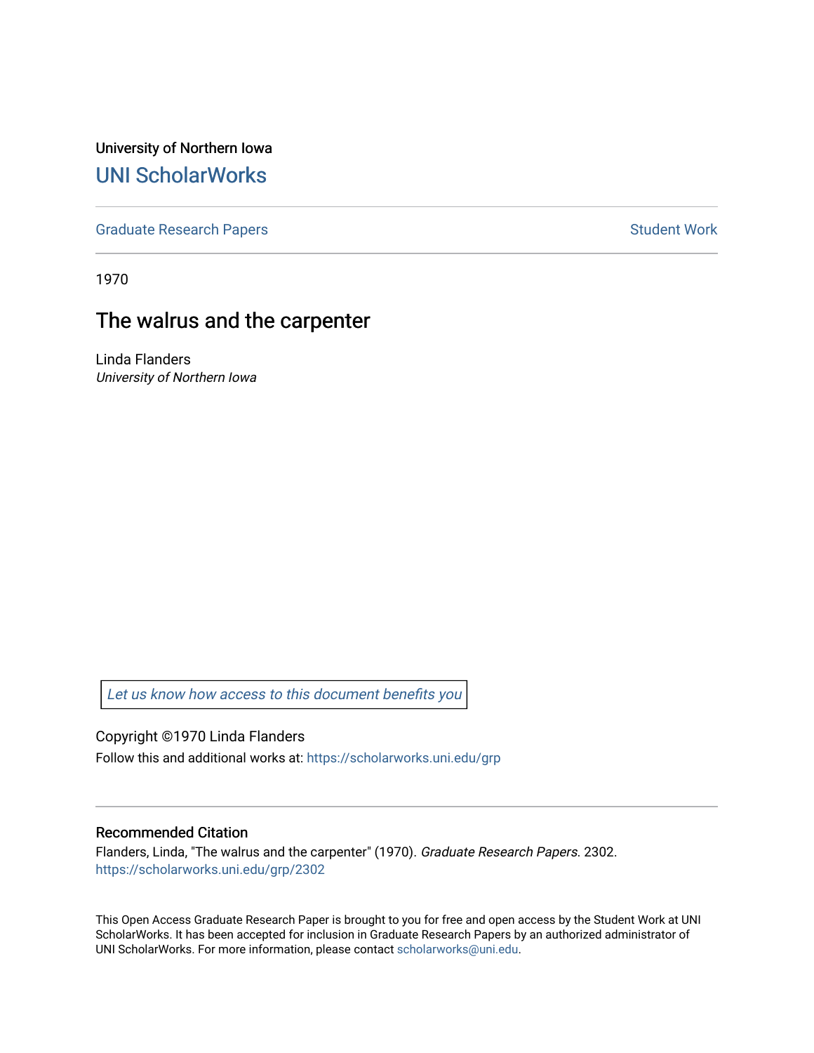University of Northern Iowa

# UNI ScholarWorks

Graduate Research Papers | Student Work

1970

## The walrus and the carpenter

Linda Flanders
*University of Northern Iowa*

Let us know how access to this document benefits you

Copyright ©1970 Linda Flanders

Follow this and additional works at: https://scholarworks.uni.edu/grp

### Recommended Citation

Flanders, Linda, "The walrus and the carpenter" (1970). *Graduate Research Papers*. 2302.
https://scholarworks.uni.edu/grp/2302

This Open Access Graduate Research Paper is brought to you for free and open access by the Student Work at UNI ScholarWorks. It has been accepted for inclusion in Graduate Research Papers by an authorized administrator of UNI ScholarWorks. For more information, please contact scholarworks@uni.edu.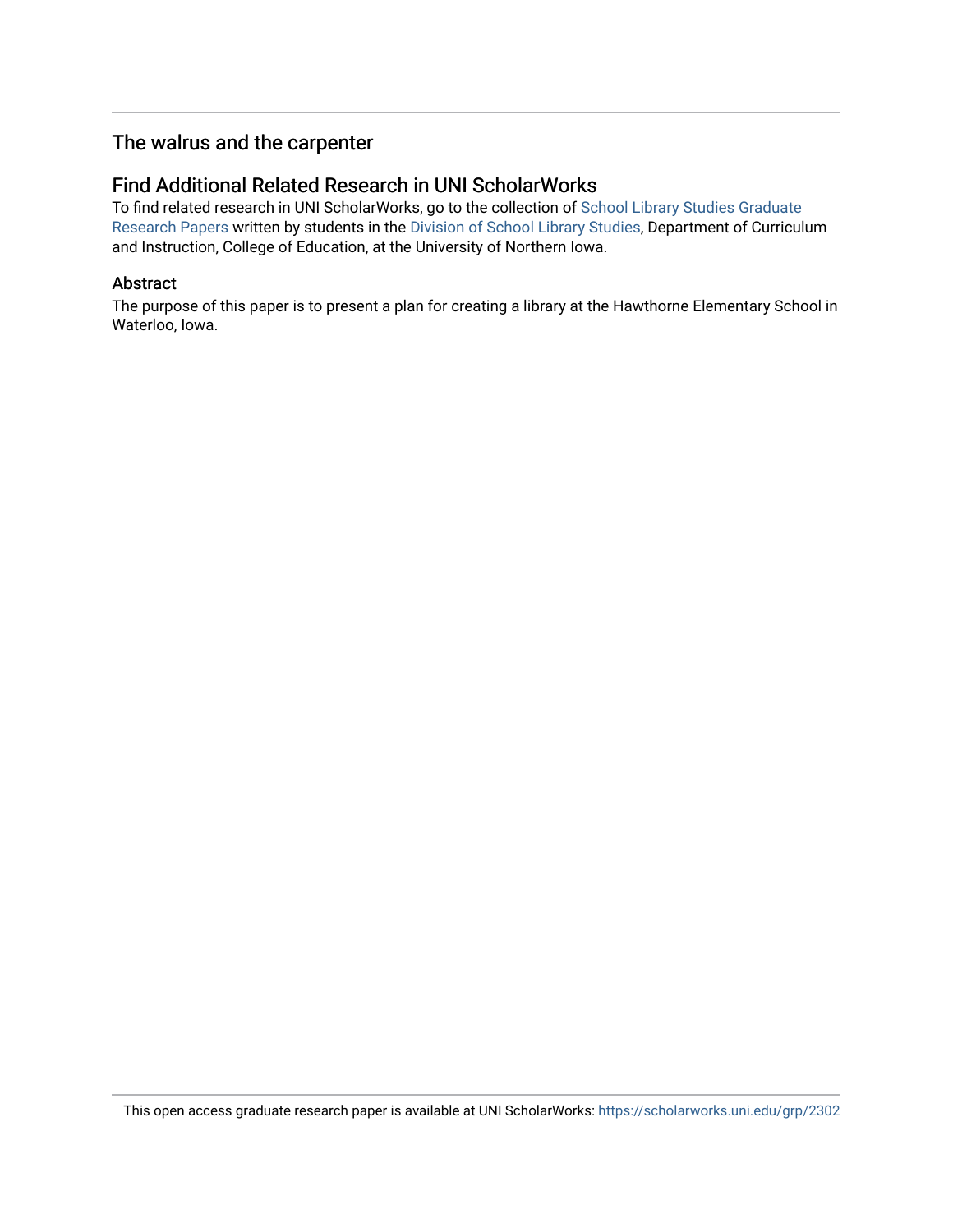## The walrus and the carpenter

## Find Additional Related Research in UNI ScholarWorks

To find related research in UNI ScholarWorks, go to the collection of School Library Studies Graduate Research Papers written by students in the Division of School Library Studies, Department of Curriculum and Instruction, College of Education, at the University of Northern Iowa.

## Abstract

The purpose of this paper is to present a plan for creating a library at the Hawthorne Elementary School in Waterloo, Iowa.

This open access graduate research paper is available at UNI ScholarWorks: https://scholarworks.uni.edu/grp/2302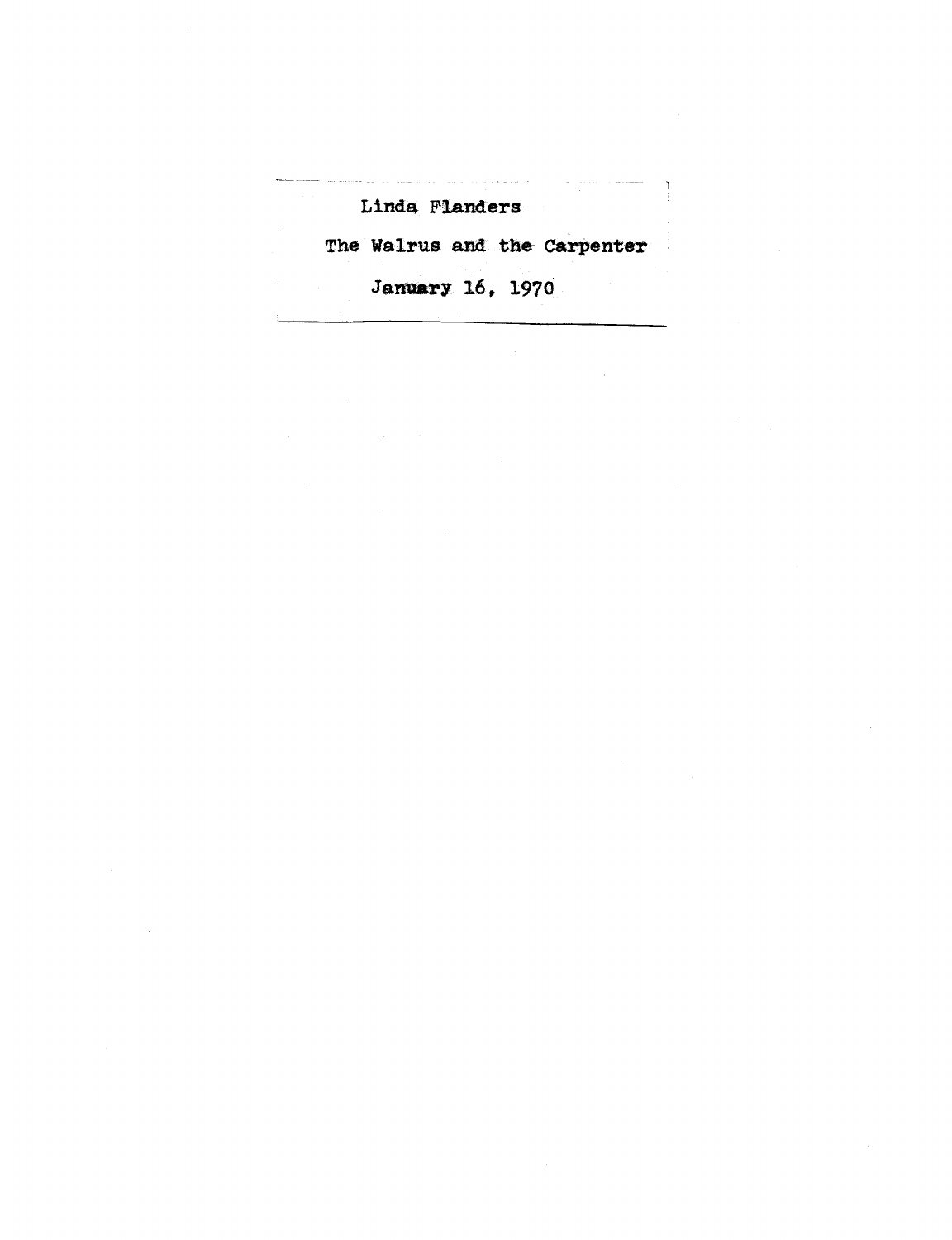Linda Flanders

The Walrus and the Carpenter

January 16, 1970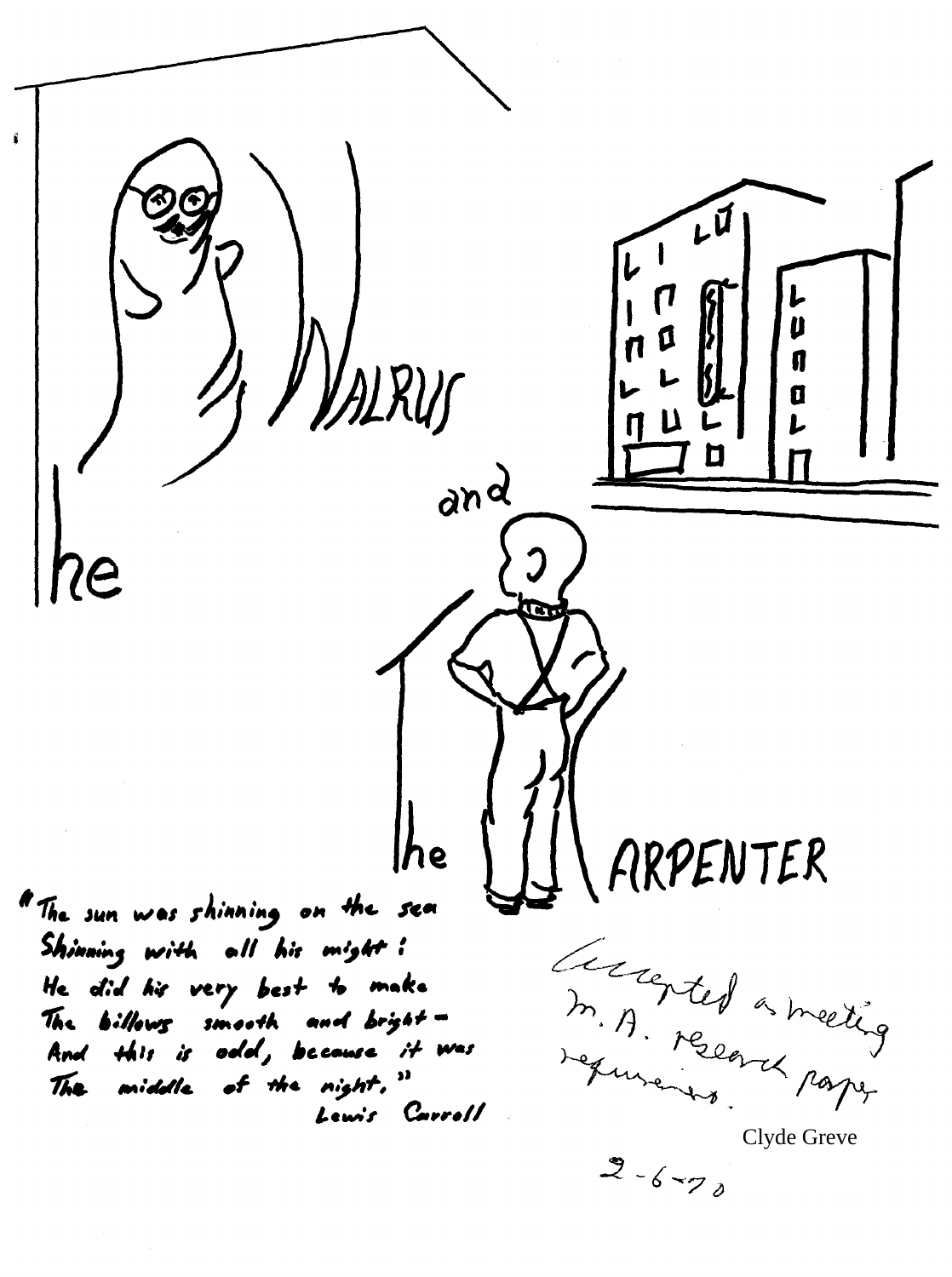# The Walrus and The Carpenter

"The sun was shinning on the sea
Shinning with all his might:
He did his very best to make
The billows smooth and bright—
And this is odd, because it was
The middle of the night."

Lewis Carroll

Accepted as meeting M. A. research paper requirements.

Clyde Greve

2-6-70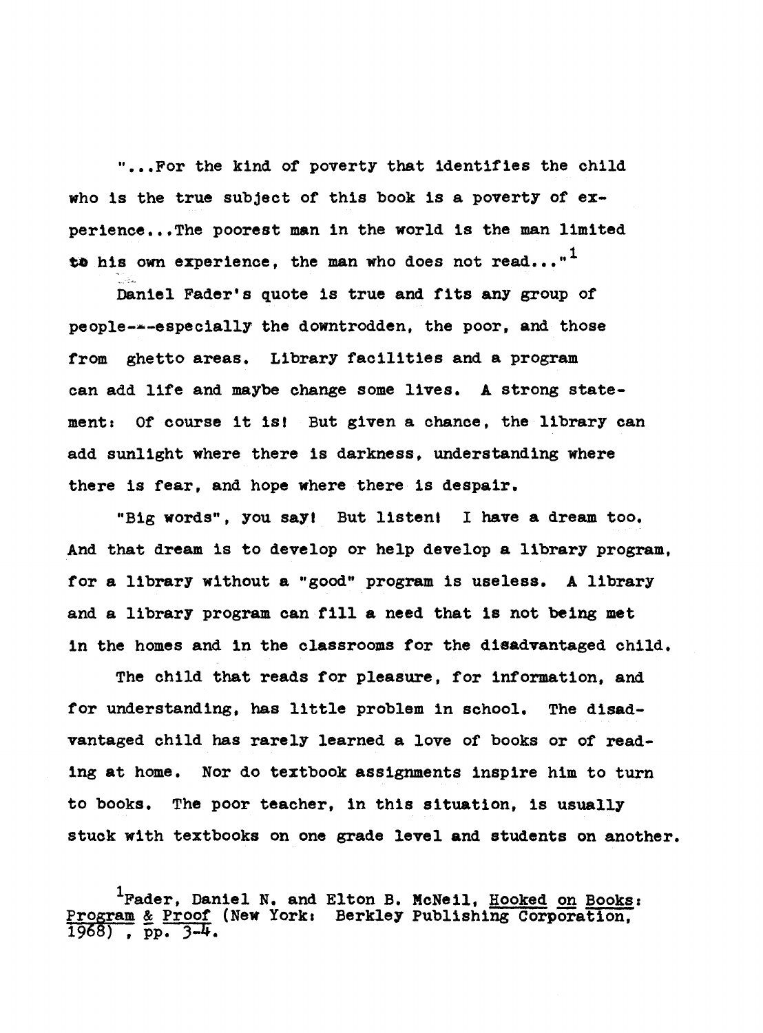"...For the kind of poverty that identifies the child who is the true subject of this book is a poverty of experience...The poorest man in the world is the man limited to his own experience, the man who does not read..."[1]

Daniel Fader's quote is true and fits any group of people---especially the downtrodden, the poor, and those from ghetto areas. Library facilities and a program can add life and maybe change some lives. A strong statement: Of course it is! But given a chance, the library can add sunlight where there is darkness, understanding where there is fear, and hope where there is despair.

"Big words", you say! But listen! I have a dream too. And that dream is to develop or help develop a library program, for a library without a "good" program is useless. A library and a library program can fill a need that is not being met in the homes and in the classrooms for the disadvantaged child.

The child that reads for pleasure, for information, and for understanding, has little problem in school. The disadvantaged child has rarely learned a love of books or of reading at home. Nor do textbook assignments inspire him to turn to books. The poor teacher, in this situation, is usually stuck with textbooks on one grade level and students on another.

[1]Fader, Daniel N. and Elton B. McNeil, Hooked on Books: Program & Proof (New York: Berkley Publishing Corporation, 1968), pp. 3-4.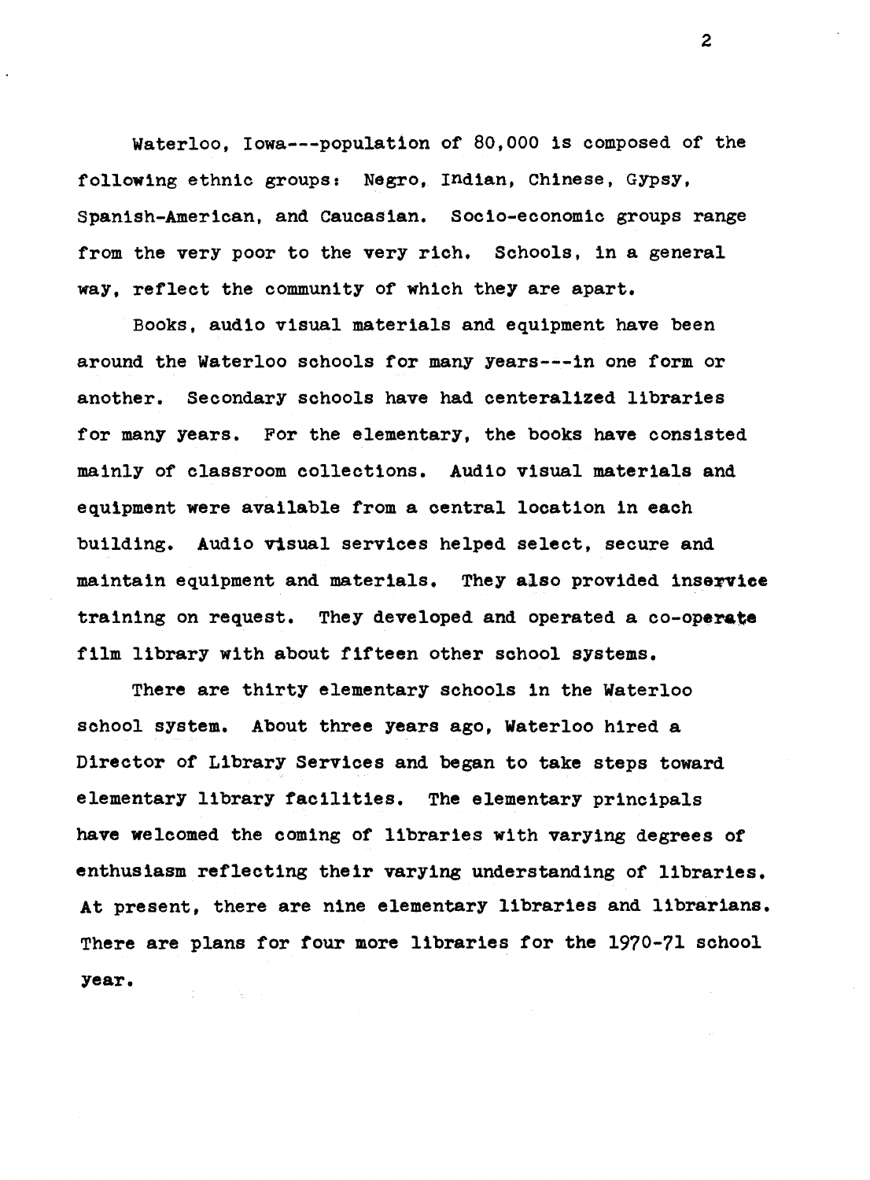Waterloo, Iowa---population of 80,000 is composed of the following ethnic groups: Negro, Indian, Chinese, Gypsy, Spanish-American, and Caucasian. Socio-economic groups range from the very poor to the very rich. Schools, in a general way, reflect the community of which they are apart.

Books, audio visual materials and equipment have been around the Waterloo schools for many years---in one form or another. Secondary schools have had centeralized libraries for many years. For the elementary, the books have consisted mainly of classroom collections. Audio visual materials and equipment were available from a central location in each building. Audio visual services helped select, secure and maintain equipment and materials. They also provided inservice training on request. They developed and operated a co-operate film library with about fifteen other school systems.

There are thirty elementary schools in the Waterloo school system. About three years ago, Waterloo hired a Director of Library Services and began to take steps toward elementary library facilities. The elementary principals have welcomed the coming of libraries with varying degrees of enthusiasm reflecting their varying understanding of libraries. At present, there are nine elementary libraries and librarians. There are plans for four more libraries for the 1970-71 school year.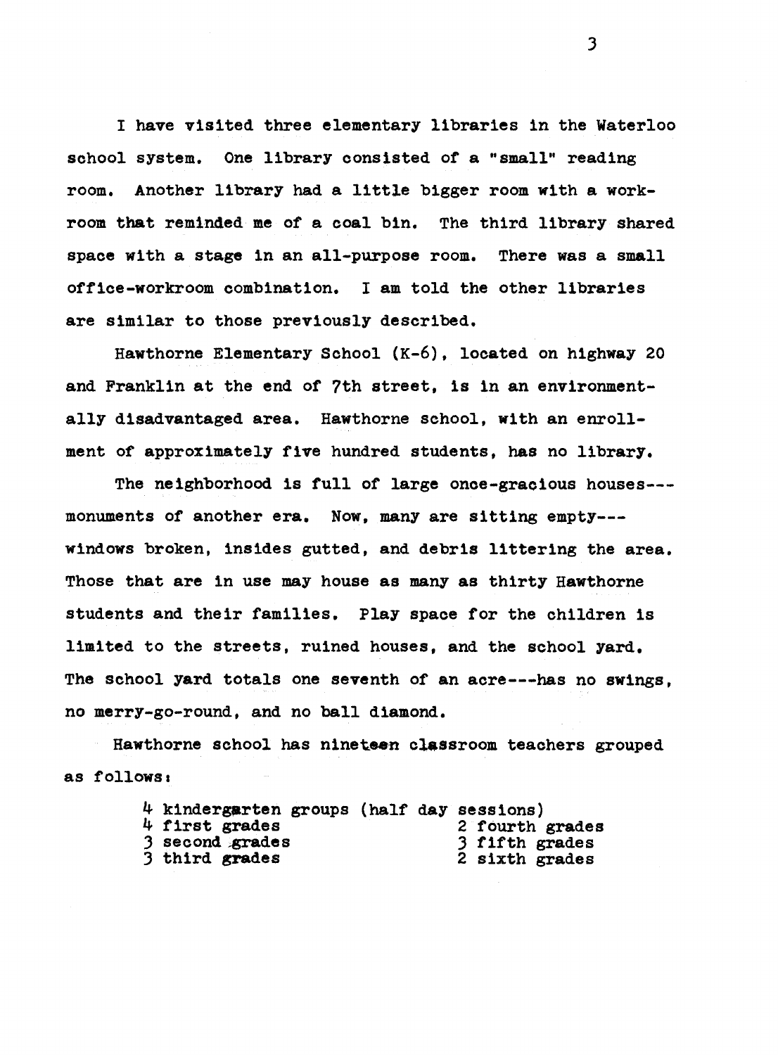I have visited three elementary libraries in the Waterloo school system. One library consisted of a "small" reading room. Another library had a little bigger room with a work-room that reminded me of a coal bin. The third library shared space with a stage in an all-purpose room. There was a small office-workroom combination. I am told the other libraries are similar to those previously described.

Hawthorne Elementary School (K-6), located on highway 20 and Franklin at the end of 7th street, is in an environmentally disadvantaged area. Hawthorne school, with an enrollment of approximately five hundred students, has no library.

The neighborhood is full of large once-gracious houses---monuments of another era. Now, many are sitting empty---windows broken, insides gutted, and debris littering the area. Those that are in use may house as many as thirty Hawthorne students and their families. Play space for the children is limited to the streets, ruined houses, and the school yard. The school yard totals one seventh of an acre---has no swings, no merry-go-round, and no ball diamond.

Hawthorne school has nineteen classroom teachers grouped as follows:

4 kindergarten groups (half day sessions)
4 first grades
3 second grades
3 third grades
2 fourth grades
3 fifth grades
2 sixth grades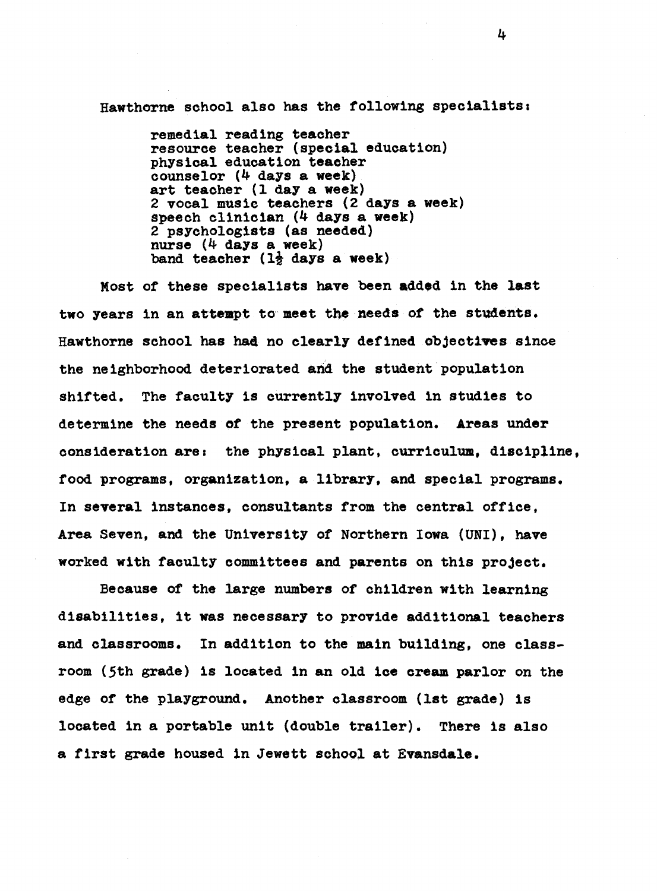Hawthorne school also has the following specialists:

- remedial reading teacher
- resource teacher (special education)
- physical education teacher
- counselor (4 days a week)
- art teacher (1 day a week)
- 2 vocal music teachers (2 days a week)
- speech clinician (4 days a week)
- 2 psychologists (as needed)
- nurse (4 days a week)
- band teacher (1½ days a week)

Most of these specialists have been added in the last two years in an attempt to meet the needs of the students. Hawthorne school has had no clearly defined objectives since the neighborhood deteriorated and the student population shifted. The faculty is currently involved in studies to determine the needs of the present population. Areas under consideration are: the physical plant, curriculum, discipline, food programs, organization, a library, and special programs. In several instances, consultants from the central office, Area Seven, and the University of Northern Iowa (UNI), have worked with faculty committees and parents on this project.

Because of the large numbers of children with learning disabilities, it was necessary to provide additional teachers and classrooms. In addition to the main building, one classroom (5th grade) is located in an old ice cream parlor on the edge of the playground. Another classroom (1st grade) is located in a portable unit (double trailer). There is also a first grade housed in Jewett school at Evansdale.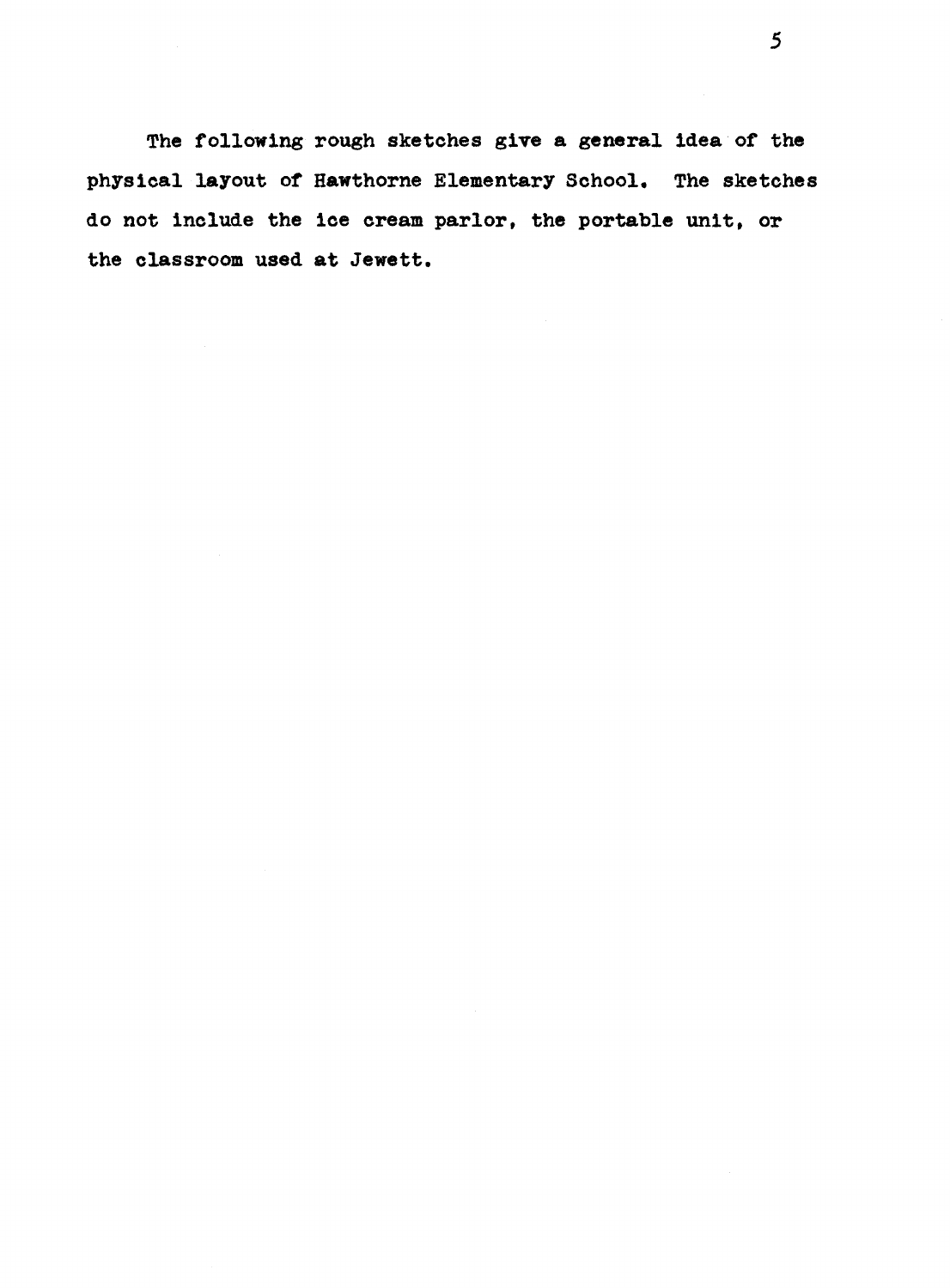The following rough sketches give a general idea of the physical layout of Hawthorne Elementary School. The sketches do not include the ice cream parlor, the portable unit, or the classroom used at Jewett.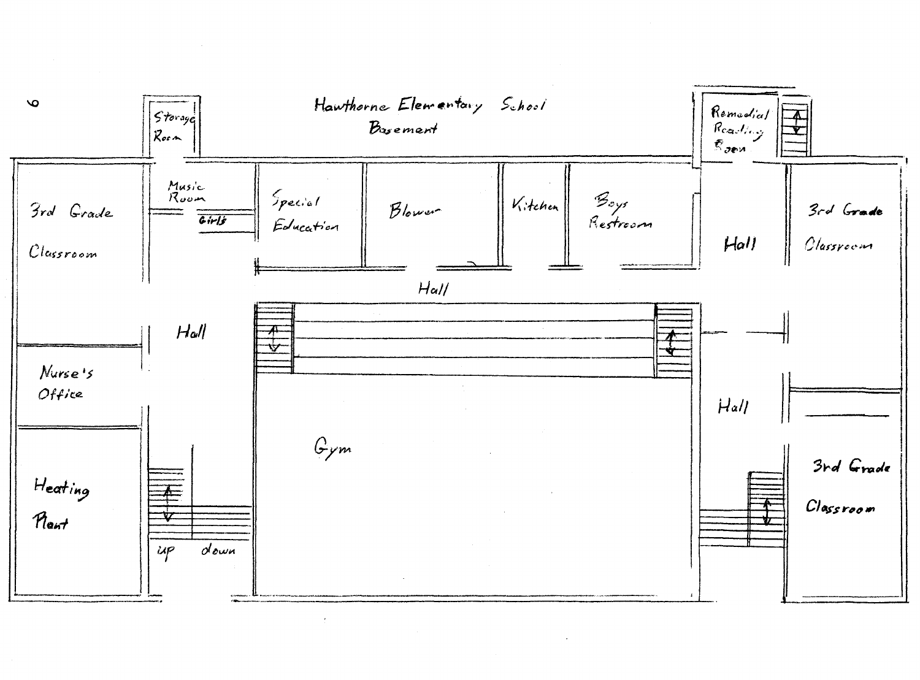# Hawthorne Elementary School
## Basement

Storage Room

Music Room

Girls

Special Education

Blower

Kitchen

Boys Restroom

Remedial Reading Room

3rd Grade Classroom

Hall

Hall

3rd Grade Classroom

Hall

Nurse's Office

Hall

Gym

3rd Grade Classroom

Heating Plant

up

down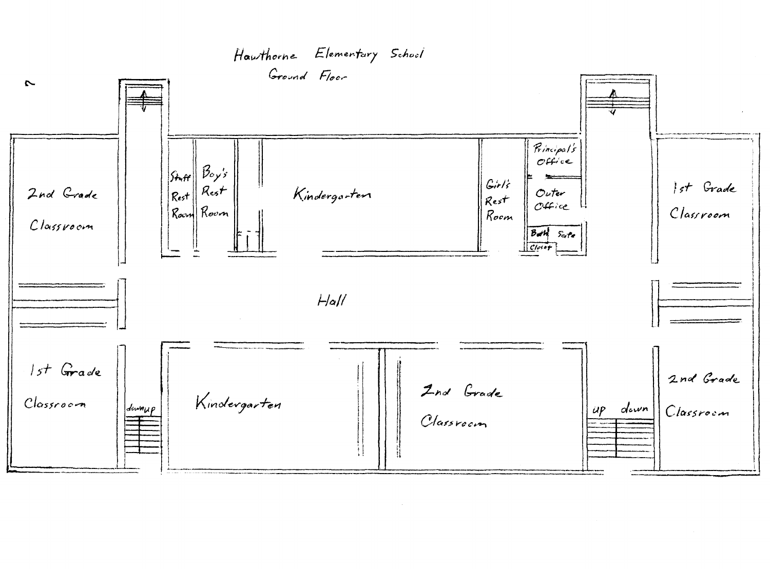# Hawthorne Elementary School

## Ground Floor

2nd Grade Classroom

Staff Rest Room

Boy's Rest Room

Kindergarten

Girl's Rest Room

Principal's Office

Outer Office

Bath

Safe

Closet

1st Grade Classroom

Hall

1st Grade Classroom

down up

Kindergarten

2nd Grade Classroom

up down

2nd Grade Classroom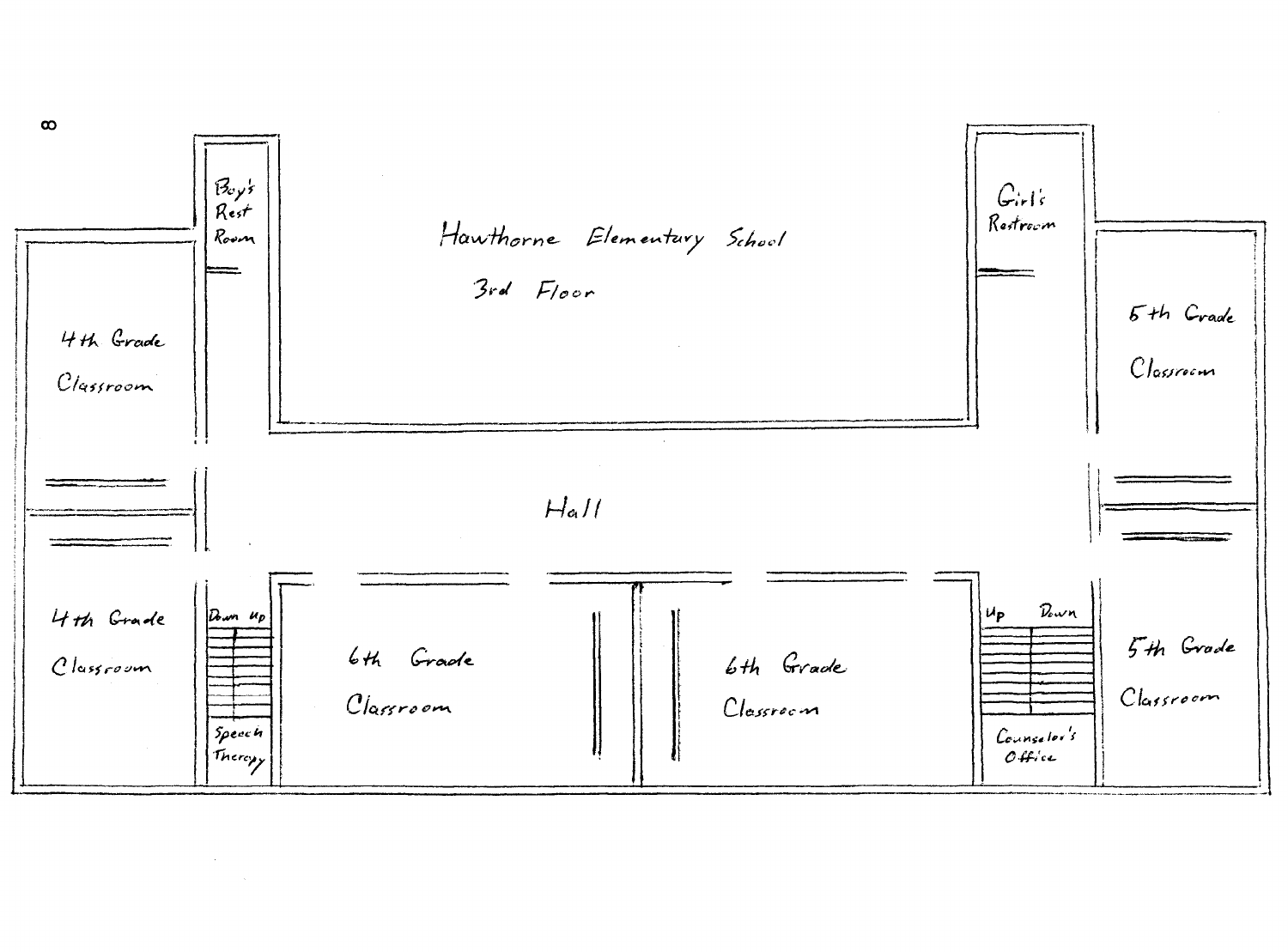# Hawthorne Elementary School

## 3rd Floor

Boy's Rest Room

Girl's Restroom

4th Grade Classroom

5th Grade Classroom

Hall

4th Grade Classroom

Down Up

Speech Therapy

6th Grade Classroom

6th Grade Classroom

Up Down

Counselor's Office

5th Grade Classroom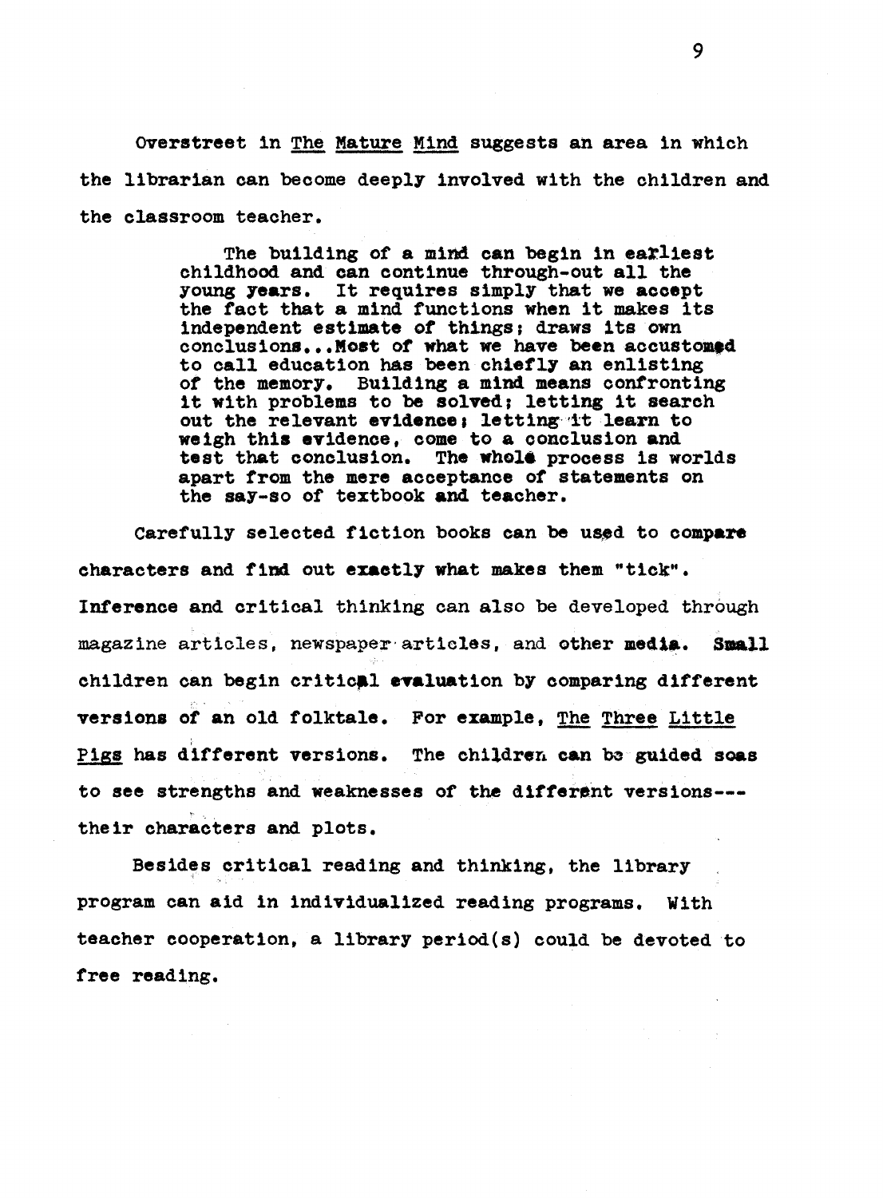Overstreet in _The Mature Mind_ suggests an area in which the librarian can become deeply involved with the children and the classroom teacher.

> The building of a mind can begin in earliest childhood and can continue through-out all the young years. It requires simply that we accept the fact that a mind functions when it makes its independent estimate of things; draws its own conclusions...Most of what we have been accustomed to call education has been chiefly an enlisting of the memory. Building a mind means confronting it with problems to be solved; letting it search out the relevant evidence; letting it learn to weigh this evidence, come to a conclusion and test that conclusion. The whole process is worlds apart from the mere acceptance of statements on the say-so of textbook and teacher.

Carefully selected fiction books can be used to compare characters and find out exactly what makes them "tick". Inference and critical thinking can also be developed through magazine articles, newspaper articles, and other media. Small children can begin critical evaluation by comparing different versions of an old folktale. For example, _The Three Little Pigs_ has different versions. The children can be guided soas to see strengths and weaknesses of the different versions---their characters and plots.

Besides critical reading and thinking, the library program can aid in individualized reading programs. With teacher cooperation, a library period(s) could be devoted to free reading.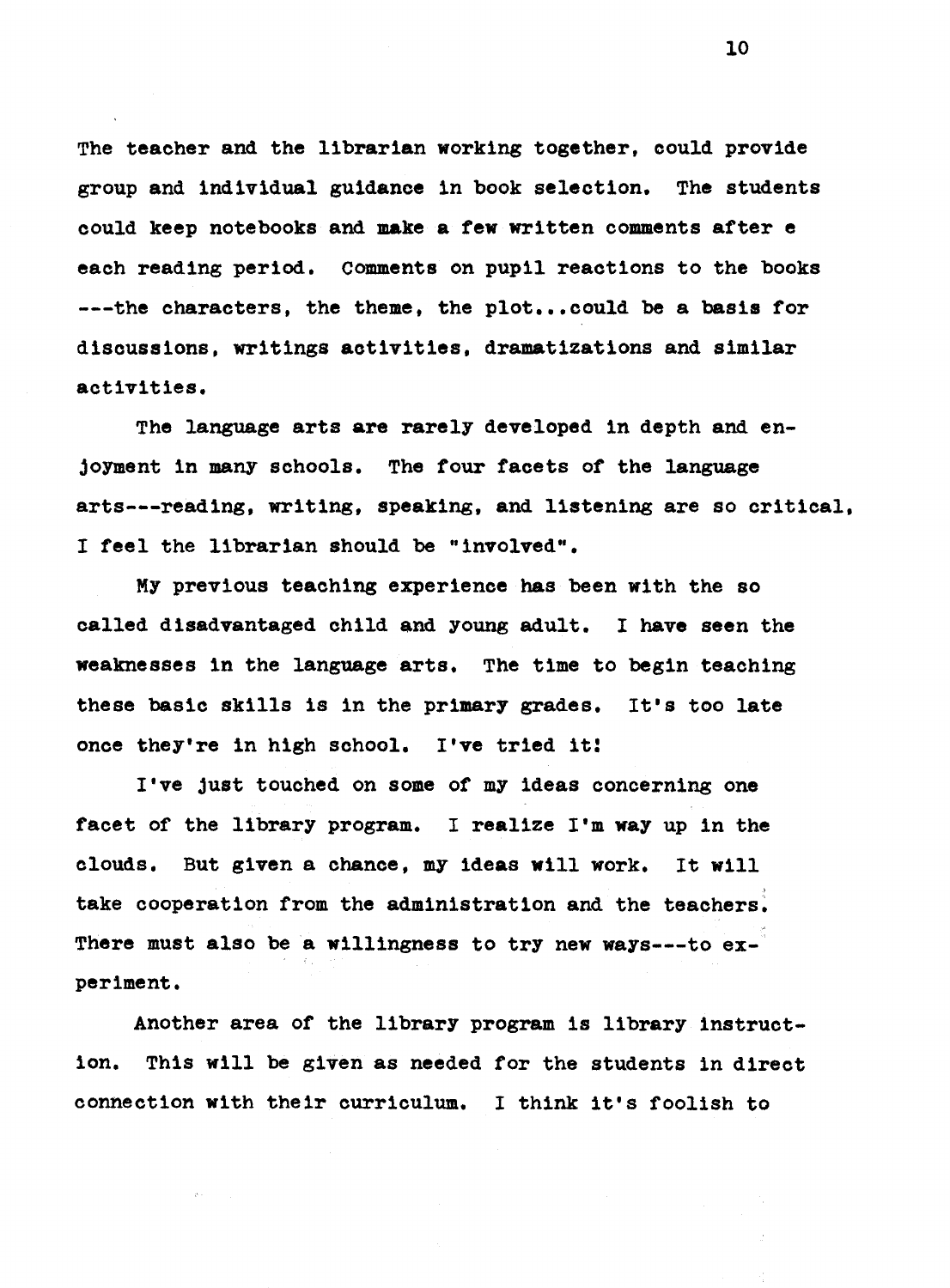The teacher and the librarian working together, could provide group and individual guidance in book selection. The students could keep notebooks and make a few written comments after e each reading period. Comments on pupil reactions to the books ---the characters, the theme, the plot...could be a basis for discussions, writings activities, dramatizations and similar activities.

The language arts are rarely developed in depth and enjoyment in many schools. The four facets of the language arts---reading, writing, speaking, and listening are so critical, I feel the librarian should be "involved".

My previous teaching experience has been with the so called disadvantaged child and young adult. I have seen the weaknesses in the language arts. The time to begin teaching these basic skills is in the primary grades. It's too late once they're in high school. I've tried it!

I've just touched on some of my ideas concerning one facet of the library program. I realize I'm way up in the clouds. But given a chance, my ideas will work. It will take cooperation from the administration and the teachers. There must also be a willingness to try new ways---to experiment.

Another area of the library program is library instruction. This will be given as needed for the students in direct connection with their curriculum. I think it's foolish to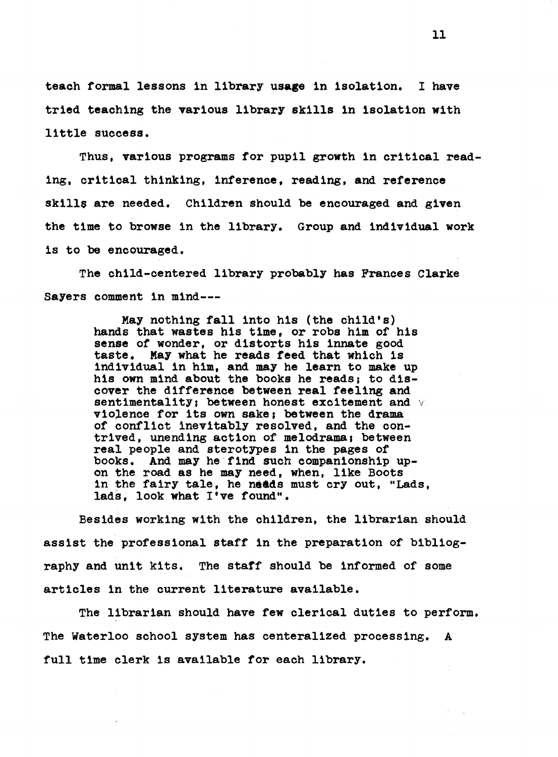teach formal lessons in library usage in isolation. I have tried teaching the various library skills in isolation with little success.

Thus, various programs for pupil growth in critical reading, critical thinking, inference, reading, and reference skills are needed. Children should be encouraged and given the time to browse in the library. Group and individual work is to be encouraged.

The child-centered library probably has Frances Clarke Sayers comment in mind---

> May nothing fall into his (the child's) hands that wastes his time, or robs him of his sense of wonder, or distorts his innate good taste. May what he reads feed that which is individual in him, and may he learn to make up his own mind about the books he reads; to discover the difference between real feeling and sentimentality; between honest excitement and violence for its own sake; between the drama of conflict inevitably resolved, and the contrived, unending action of melodrama; between real people and sterotypes in the pages of books. And may he find such companionship upon the road as he may need, when, like Boots in the fairy tale, he needs must cry out, "Lads, lads, look what I've found".

Besides working with the children, the librarian should assist the professional staff in the preparation of bibliography and unit kits. The staff should be informed of some articles in the current literature available.

The librarian should have few clerical duties to perform. The Waterloo school system has centeralized processing. A full time clerk is available for each library.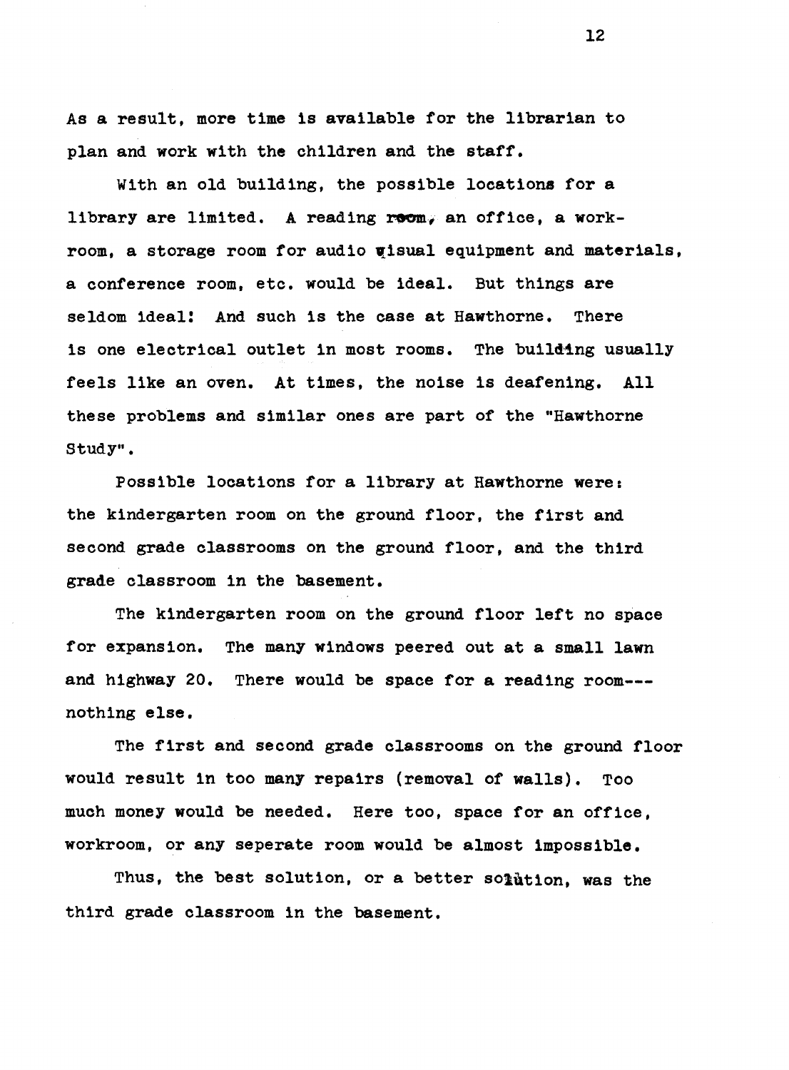As a result, more time is available for the librarian to plan and work with the children and the staff.

With an old building, the possible locations for a library are limited. A reading room, an office, a work-room, a storage room for audio visual equipment and materials, a conference room, etc. would be ideal. But things are seldom ideal! And such is the case at Hawthorne. There is one electrical outlet in most rooms. The building usually feels like an oven. At times, the noise is deafening. All these problems and similar ones are part of the "Hawthorne Study".

Possible locations for a library at Hawthorne were: the kindergarten room on the ground floor, the first and second grade classrooms on the ground floor, and the third grade classroom in the basement.

The kindergarten room on the ground floor left no space for expansion. The many windows peered out at a small lawn and highway 20. There would be space for a reading room--- nothing else.

The first and second grade classrooms on the ground floor would result in too many repairs (removal of walls). Too much money would be needed. Here too, space for an office, workroom, or any seperate room would be almost impossible.

Thus, the best solution, or a better solution, was the third grade classroom in the basement.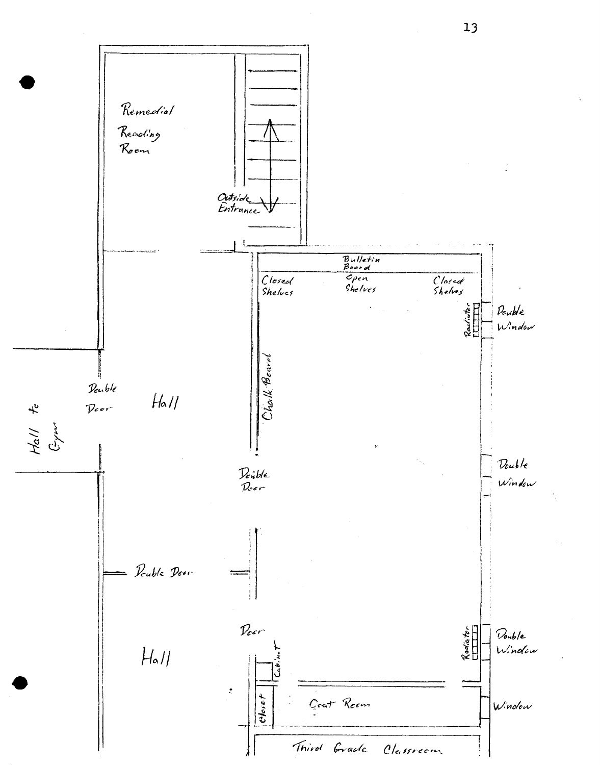Remedial Reading Room

Outside Entrance

Bulletin Board

Closed Shelves

Open Shelves

Closed Shelves

Radiator

Double Window

Double Door

Hall

Hall to Gym

Chalk Board

Double Door

Double Window

Double Door

Door

Hall

Cabinet

Radiator

Double Window

closet

Coat Room

Window

Third Grade Classroom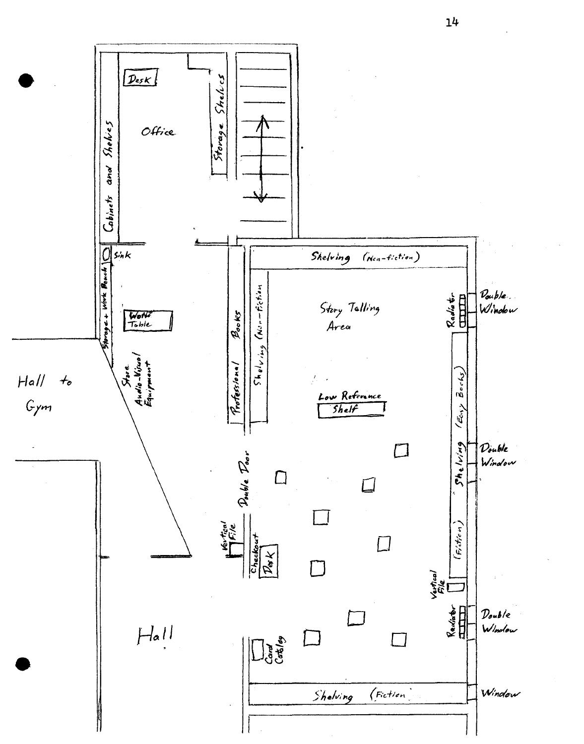Desk

Office

Cabinets and Shelves

Storage Shelves

Sink

Storage + Work Bench

Work Table

Store Audio-Visual Equipment

Hall to Gym

Professional Books

Shelving (Non-fiction)

Shelving (Non-fiction)

Story Telling Area

Radiator

Double Window

Low Reference Shelf

Shelving (Easy Books)

Double Window

Double Door

Shelving (Fiction)

Vertical File

Checkout Desk

Vertical File

Radiator

Double Window

Hall

Card Catalog

Shelving (Fiction)

Window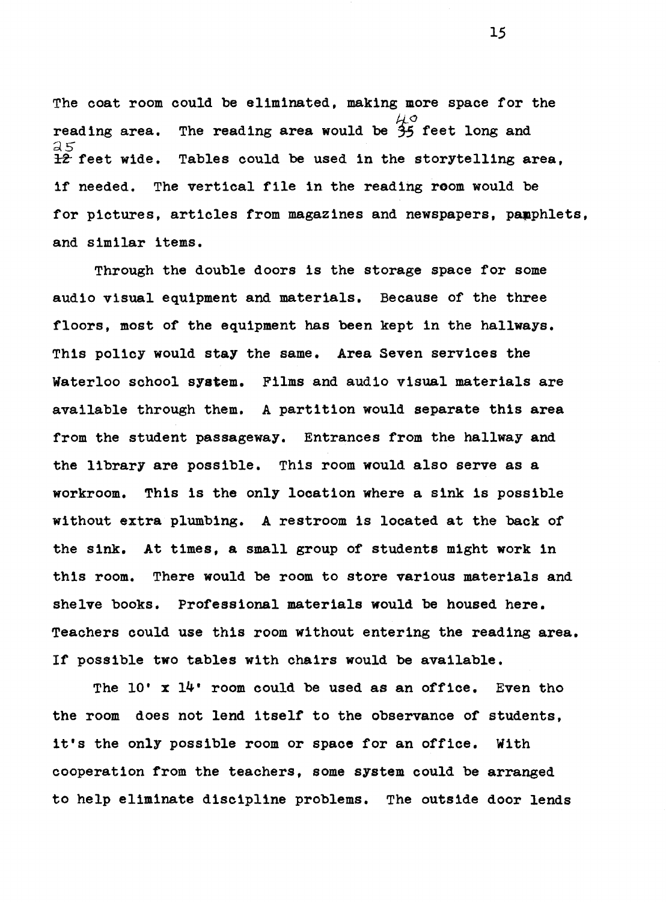The coat room could be eliminated, making more space for the reading area. The reading area would be 40 feet long and 25 feet wide. Tables could be used in the storytelling area, if needed. The vertical file in the reading room would be for pictures, articles from magazines and newspapers, pamphlets, and similar items.

Through the double doors is the storage space for some audio visual equipment and materials. Because of the three floors, most of the equipment has been kept in the hallways. This policy would stay the same. Area Seven services the Waterloo school system. Films and audio visual materials are available through them. A partition would separate this area from the student passageway. Entrances from the hallway and the library are possible. This room would also serve as a workroom. This is the only location where a sink is possible without extra plumbing. A restroom is located at the back of the sink. At times, a small group of students might work in this room. There would be room to store various materials and shelve books. Professional materials would be housed here. Teachers could use this room without entering the reading area. If possible two tables with chairs would be available.

The 10' x 14' room could be used as an office. Even tho the room does not lend itself to the observance of students, it's the only possible room or space for an office. With cooperation from the teachers, some system could be arranged to help eliminate discipline problems. The outside door lends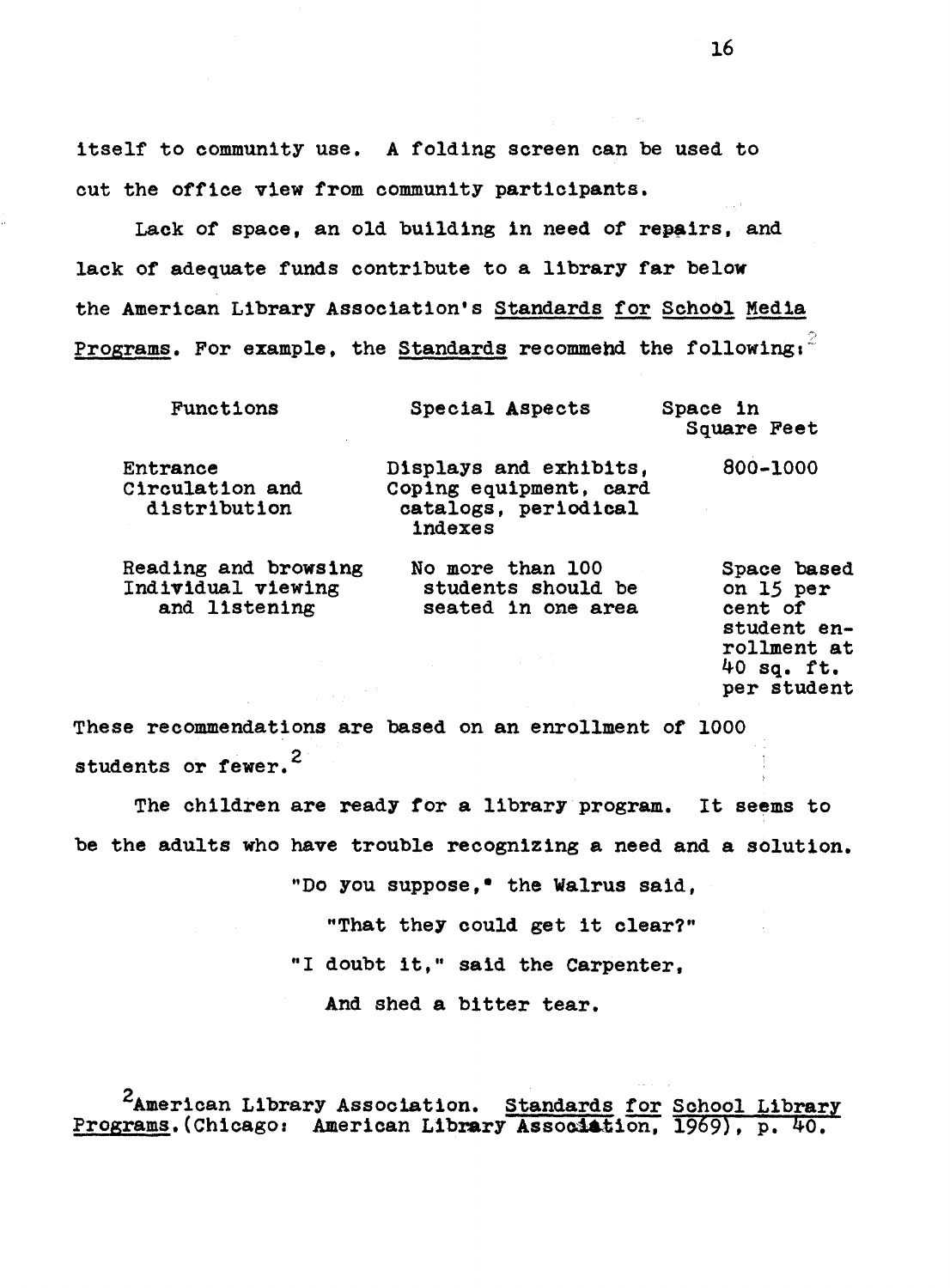itself to community use. A folding screen can be used to cut the office view from community participants.

Lack of space, an old building in need of repairs, and lack of adequate funds contribute to a library far below the American Library Association's Standards for School Media Programs. For example, the Standards recommend the following:[2]

| Functions | Special Aspects | Space in Square Feet |
|---|---|---|
| Entrance Circulation and distribution | Displays and exhibits, Coping equipment, card catalogs, periodical indexes | 800-1000 |
| Reading and browsing Individual viewing and listening | No more than 100 students should be seated in one area | Space based on 15 per cent of student enrollment at 40 sq. ft. per student |

These recommendations are based on an enrollment of 1000 students or fewer.[2]

The children are ready for a library program. It seems to be the adults who have trouble recognizing a need and a solution.

> "Do you suppose," the Walrus said,
> "That they could get it clear?"
> "I doubt it," said the Carpenter,
> And shed a bitter tear.

[2]American Library Association. Standards for School Library Programs. (Chicago: American Library Association, 1969), p. 40.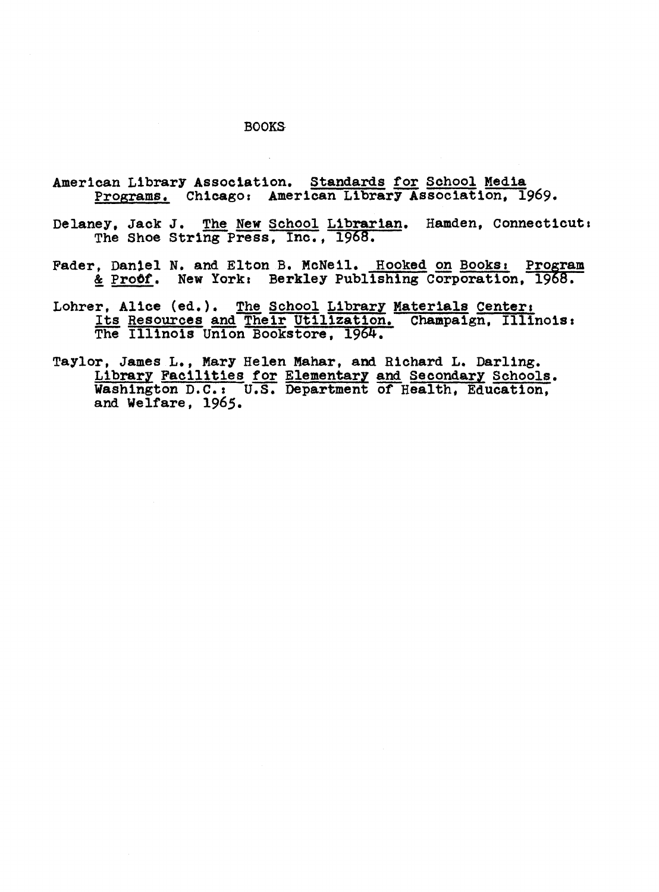## BOOKS

American Library Association. Standards for School Media Programs. Chicago: American Library Association, 1969.

Delaney, Jack J. The New School Librarian. Hamden, Connecticut: The Shoe String Press, Inc., 1968.

Fader, Daniel N. and Elton B. McNeil. Hooked on Books: Program & Proof. New York: Berkley Publishing Corporation, 1968.

Lohrer, Alice (ed.). The School Library Materials Center: Its Resources and Their Utilization. Champaign, Illinois: The Illinois Union Bookstore, 1964.

Taylor, James L., Mary Helen Mahar, and Richard L. Darling. Library Facilities for Elementary and Secondary Schools. Washington D.C.: U.S. Department of Health, Education, and Welfare, 1965.